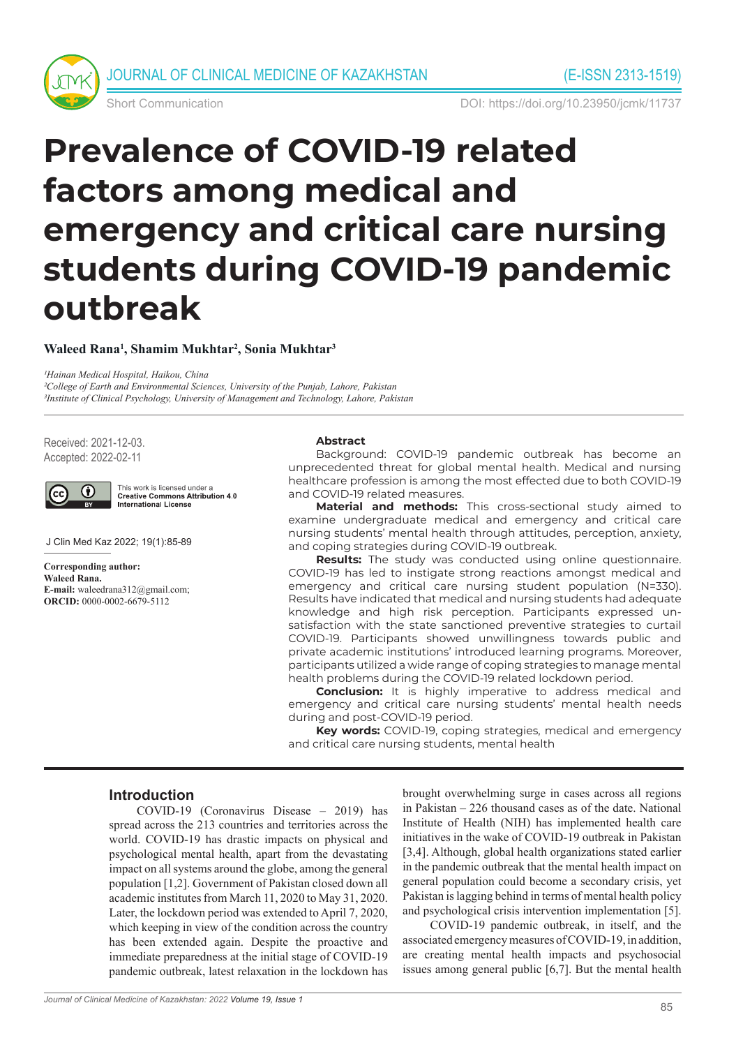Short Communication

DOI: https://doi.org/10.23950/jcmk/11737

# Prevalence of COVID-19 related factors among medical and emergency and critical care nursing students during COVID-19 pandemic outbreak

**Waleed Rana[1], Shamim Mukhtar[2], Sonia Mukhtar[3]**

*[1]Hainan Medical Hospital, Haikou, China*
*[2]College of Earth and Environmental Sciences, University of the Punjab, Lahore, Pakistan*
*[3]Institute of Clinical Psychology, University of Management and Technology, Lahore, Pakistan*

Received: 2021-12-03.
Accepted: 2022-02-11

This work is licensed under a **Creative Commons Attribution 4.0 International License**

J Clin Med Kaz 2022; 19(1):85-89

**Corresponding author:**
**Waleed Rana.**
**E-mail:** waleedrana312@gmail.com;
**ORCID:** 0000-0002-6679-5112

## Abstract

Background: COVID-19 pandemic outbreak has become an unprecedented threat for global mental health. Medical and nursing healthcare profession is among the most effected due to both COVID-19 and COVID-19 related measures.

**Material and methods:** This cross-sectional study aimed to examine undergraduate medical and emergency and critical care nursing students' mental health through attitudes, perception, anxiety, and coping strategies during COVID-19 outbreak.

**Results:** The study was conducted using online questionnaire. COVID-19 has led to instigate strong reactions amongst medical and emergency and critical care nursing student population (N=330). Results have indicated that medical and nursing students had adequate knowledge and high risk perception. Participants expressed un-satisfaction with the state sanctioned preventive strategies to curtail COVID-19. Participants showed unwillingness towards public and private academic institutions' introduced learning programs. Moreover, participants utilized a wide range of coping strategies to manage mental health problems during the COVID-19 related lockdown period.

**Conclusion:** It is highly imperative to address medical and emergency and critical care nursing students' mental health needs during and post-COVID-19 period.

**Key words:** COVID-19, coping strategies, medical and emergency and critical care nursing students, mental health

## Introduction

COVID-19 (Coronavirus Disease – 2019) has spread across the 213 countries and territories across the world. COVID-19 has drastic impacts on physical and psychological mental health, apart from the devastating impact on all systems around the globe, among the general population [1,2]. Government of Pakistan closed down all academic institutes from March 11, 2020 to May 31, 2020. Later, the lockdown period was extended to April 7, 2020, which keeping in view of the condition across the country has been extended again. Despite the proactive and immediate preparedness at the initial stage of COVID-19 pandemic outbreak, latest relaxation in the lockdown has brought overwhelming surge in cases across all regions in Pakistan – 226 thousand cases as of the date. National Institute of Health (NIH) has implemented health care initiatives in the wake of COVID-19 outbreak in Pakistan [3,4]. Although, global health organizations stated earlier in the pandemic outbreak that the mental health impact on general population could become a secondary crisis, yet Pakistan is lagging behind in terms of mental health policy and psychological crisis intervention implementation [5].

COVID-19 pandemic outbreak, in itself, and the associated emergency measures of COVID-19, in addition, are creating mental health impacts and psychosocial issues among general public [6,7]. But the mental health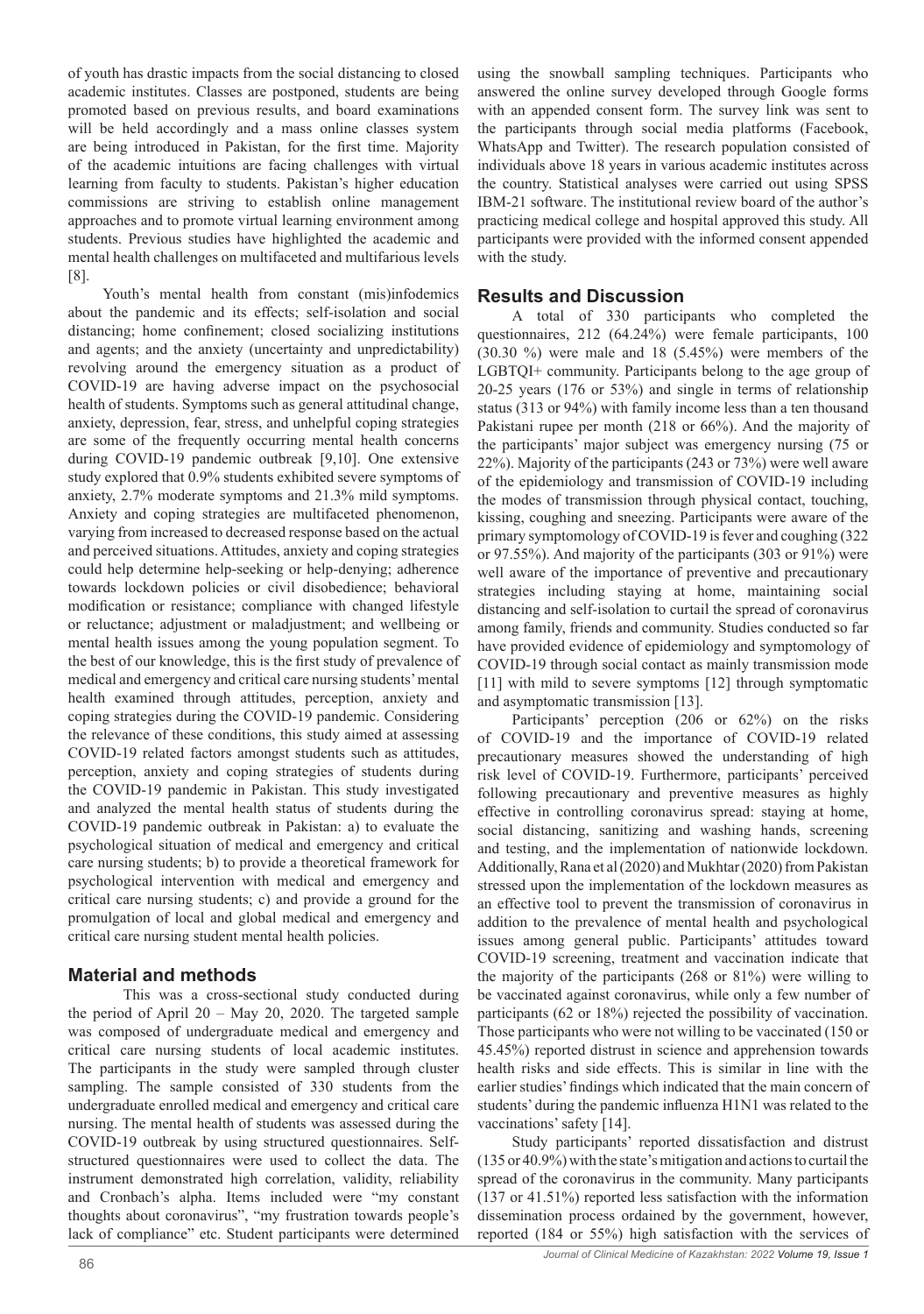of youth has drastic impacts from the social distancing to closed academic institutes. Classes are postponed, students are being promoted based on previous results, and board examinations will be held accordingly and a mass online classes system are being introduced in Pakistan, for the first time. Majority of the academic intuitions are facing challenges with virtual learning from faculty to students. Pakistan's higher education commissions are striving to establish online management approaches and to promote virtual learning environment among students. Previous studies have highlighted the academic and mental health challenges on multifaceted and multifarious levels [8].

Youth's mental health from constant (mis)infodemics about the pandemic and its effects; self-isolation and social distancing; home confinement; closed socializing institutions and agents; and the anxiety (uncertainty and unpredictability) revolving around the emergency situation as a product of COVID-19 are having adverse impact on the psychosocial health of students. Symptoms such as general attitudinal change, anxiety, depression, fear, stress, and unhelpful coping strategies are some of the frequently occurring mental health concerns during COVID-19 pandemic outbreak [9,10]. One extensive study explored that 0.9% students exhibited severe symptoms of anxiety, 2.7% moderate symptoms and 21.3% mild symptoms. Anxiety and coping strategies are multifaceted phenomenon, varying from increased to decreased response based on the actual and perceived situations. Attitudes, anxiety and coping strategies could help determine help-seeking or help-denying; adherence towards lockdown policies or civil disobedience; behavioral modification or resistance; compliance with changed lifestyle or reluctance; adjustment or maladjustment; and wellbeing or mental health issues among the young population segment. To the best of our knowledge, this is the first study of prevalence of medical and emergency and critical care nursing students' mental health examined through attitudes, perception, anxiety and coping strategies during the COVID-19 pandemic. Considering the relevance of these conditions, this study aimed at assessing COVID-19 related factors amongst students such as attitudes, perception, anxiety and coping strategies of students during the COVID-19 pandemic in Pakistan. This study investigated and analyzed the mental health status of students during the COVID-19 pandemic outbreak in Pakistan: a) to evaluate the psychological situation of medical and emergency and critical care nursing students; b) to provide a theoretical framework for psychological intervention with medical and emergency and critical care nursing students; c) and provide a ground for the promulgation of local and global medical and emergency and critical care nursing student mental health policies.

## Material and methods

This was a cross-sectional study conducted during the period of April 20 – May 20, 2020. The targeted sample was composed of undergraduate medical and emergency and critical care nursing students of local academic institutes. The participants in the study were sampled through cluster sampling. The sample consisted of 330 students from the undergraduate enrolled medical and emergency and critical care nursing. The mental health of students was assessed during the COVID-19 outbreak by using structured questionnaires. Self-structured questionnaires were used to collect the data. The instrument demonstrated high correlation, validity, reliability and Cronbach's alpha. Items included were "my constant thoughts about coronavirus", "my frustration towards people's lack of compliance" etc. Student participants were determined using the snowball sampling techniques. Participants who answered the online survey developed through Google forms with an appended consent form. The survey link was sent to the participants through social media platforms (Facebook, WhatsApp and Twitter). The research population consisted of individuals above 18 years in various academic institutes across the country. Statistical analyses were carried out using SPSS IBM-21 software. The institutional review board of the author's practicing medical college and hospital approved this study. All participants were provided with the informed consent appended with the study.

## Results and Discussion

A total of 330 participants who completed the questionnaires, 212 (64.24%) were female participants, 100 (30.30 %) were male and 18 (5.45%) were members of the LGBTQI+ community. Participants belong to the age group of 20-25 years (176 or 53%) and single in terms of relationship status (313 or 94%) with family income less than a ten thousand Pakistani rupee per month (218 or 66%). And the majority of the participants' major subject was emergency nursing (75 or 22%). Majority of the participants (243 or 73%) were well aware of the epidemiology and transmission of COVID-19 including the modes of transmission through physical contact, touching, kissing, coughing and sneezing. Participants were aware of the primary symptomology of COVID-19 is fever and coughing (322 or 97.55%). And majority of the participants (303 or 91%) were well aware of the importance of preventive and precautionary strategies including staying at home, maintaining social distancing and self-isolation to curtail the spread of coronavirus among family, friends and community. Studies conducted so far have provided evidence of epidemiology and symptomology of COVID-19 through social contact as mainly transmission mode [11] with mild to severe symptoms [12] through symptomatic and asymptomatic transmission [13].

Participants' perception (206 or 62%) on the risks of COVID-19 and the importance of COVID-19 related precautionary measures showed the understanding of high risk level of COVID-19. Furthermore, participants' perceived following precautionary and preventive measures as highly effective in controlling coronavirus spread: staying at home, social distancing, sanitizing and washing hands, screening and testing, and the implementation of nationwide lockdown. Additionally, Rana et al (2020) and Mukhtar (2020) from Pakistan stressed upon the implementation of the lockdown measures as an effective tool to prevent the transmission of coronavirus in addition to the prevalence of mental health and psychological issues among general public. Participants' attitudes toward COVID-19 screening, treatment and vaccination indicate that the majority of the participants (268 or 81%) were willing to be vaccinated against coronavirus, while only a few number of participants (62 or 18%) rejected the possibility of vaccination. Those participants who were not willing to be vaccinated (150 or 45.45%) reported distrust in science and apprehension towards health risks and side effects. This is similar in line with the earlier studies' findings which indicated that the main concern of students' during the pandemic influenza H1N1 was related to the vaccinations' safety [14].

Study participants' reported dissatisfaction and distrust (135 or 40.9%) with the state's mitigation and actions to curtail the spread of the coronavirus in the community. Many participants (137 or 41.51%) reported less satisfaction with the information dissemination process ordained by the government, however, reported (184 or 55%) high satisfaction with the services of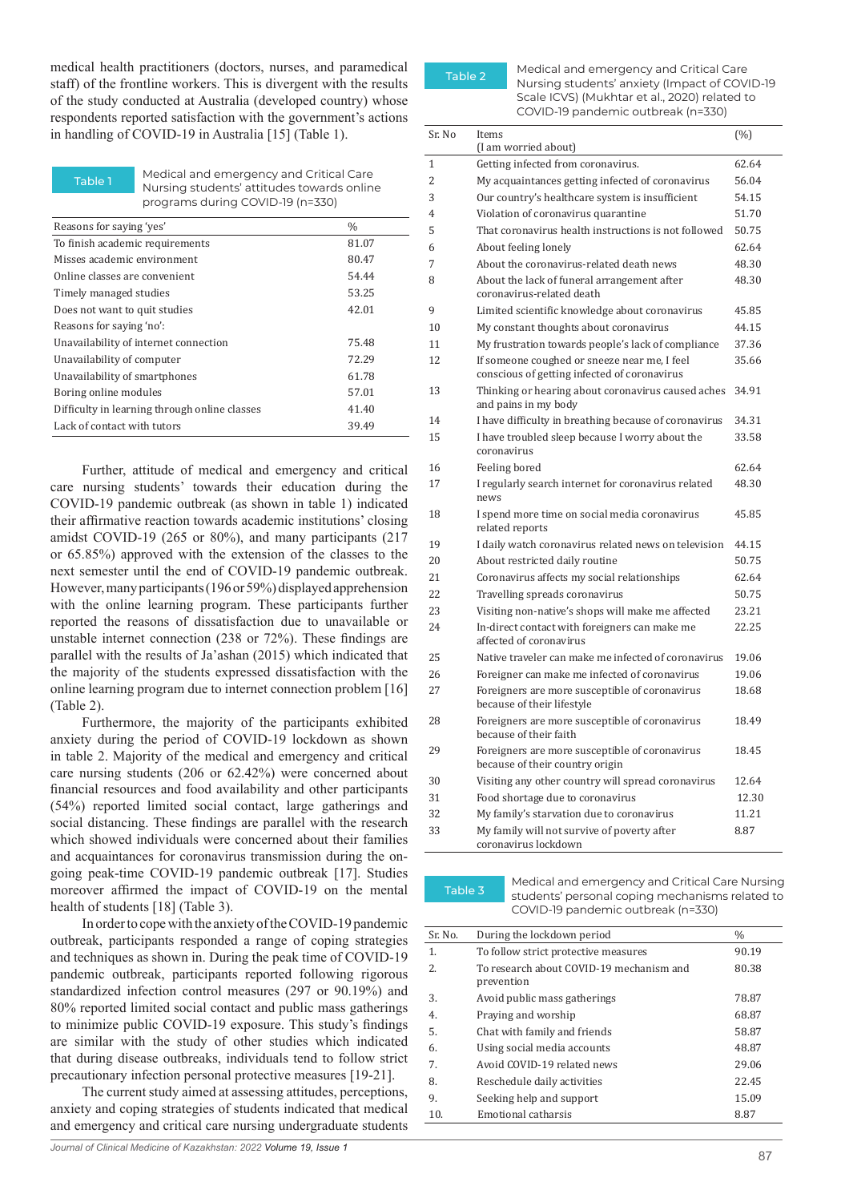medical health practitioners (doctors, nurses, and paramedical staff) of the frontline workers. This is divergent with the results of the study conducted at Australia (developed country) whose respondents reported satisfaction with the government's actions in handling of COVID-19 in Australia [15] (Table 1).

**Table 1** Medical and emergency and Critical Care Nursing students' attitudes towards online programs during COVID-19 (n=330)

| Reasons for saying 'yes' | % |
|---|---|
| To finish academic requirements | 81.07 |
| Misses academic environment | 80.47 |
| Online classes are convenient | 54.44 |
| Timely managed studies | 53.25 |
| Does not want to quit studies | 42.01 |
| Reasons for saying 'no': | |
| Unavailability of internet connection | 75.48 |
| Unavailability of computer | 72.29 |
| Unavailability of smartphones | 61.78 |
| Boring online modules | 57.01 |
| Difficulty in learning through online classes | 41.40 |
| Lack of contact with tutors | 39.49 |

Further, attitude of medical and emergency and critical care nursing students' towards their education during the COVID-19 pandemic outbreak (as shown in table 1) indicated their affirmative reaction towards academic institutions' closing amidst COVID-19 (265 or 80%), and many participants (217 or 65.85%) approved with the extension of the classes to the next semester until the end of COVID-19 pandemic outbreak. However, many participants (196 or 59%) displayed apprehension with the online learning program. These participants further reported the reasons of dissatisfaction due to unavailable or unstable internet connection (238 or 72%). These findings are parallel with the results of Ja'ashan (2015) which indicated that the majority of the students expressed dissatisfaction with the online learning program due to internet connection problem [16] (Table 2).

Furthermore, the majority of the participants exhibited anxiety during the period of COVID-19 lockdown as shown in table 2. Majority of the medical and emergency and critical care nursing students (206 or 62.42%) were concerned about financial resources and food availability and other participants (54%) reported limited social contact, large gatherings and social distancing. These findings are parallel with the research which showed individuals were concerned about their families and acquaintances for coronavirus transmission during the on-going peak-time COVID-19 pandemic outbreak [17]. Studies moreover affirmed the impact of COVID-19 on the mental health of students [18] (Table 3).

In order to cope with the anxiety of the COVID-19 pandemic outbreak, participants responded a range of coping strategies and techniques as shown in. During the peak time of COVID-19 pandemic outbreak, participants reported following rigorous standardized infection control measures (297 or 90.19%) and 80% reported limited social contact and public mass gatherings to minimize public COVID-19 exposure. This study's findings are similar with the study of other studies which indicated that during disease outbreaks, individuals tend to follow strict precautionary infection personal protective measures [19-21].

The current study aimed at assessing attitudes, perceptions, anxiety and coping strategies of students indicated that medical and emergency and critical care nursing undergraduate students

**Table 2** Medical and emergency and Critical Care Nursing students' anxiety (Impact of COVID-19 Scale ICVS) (Mukhtar et al., 2020) related to COVID-19 pandemic outbreak (n=330)

| Sr. No | Items (I am worried about) | (%) |
|---|---|---|
| 1 | Getting infected from coronavirus. | 62.64 |
| 2 | My acquaintances getting infected of coronavirus | 56.04 |
| 3 | Our country's healthcare system is insufficient | 54.15 |
| 4 | Violation of coronavirus quarantine | 51.70 |
| 5 | That coronavirus health instructions is not followed | 50.75 |
| 6 | About feeling lonely | 62.64 |
| 7 | About the coronavirus-related death news | 48.30 |
| 8 | About the lack of funeral arrangement after coronavirus-related death | 48.30 |
| 9 | Limited scientific knowledge about coronavirus | 45.85 |
| 10 | My constant thoughts about coronavirus | 44.15 |
| 11 | My frustration towards people's lack of compliance | 37.36 |
| 12 | If someone coughed or sneeze near me, I feel conscious of getting infected of coronavirus | 35.66 |
| 13 | Thinking or hearing about coronavirus caused aches and pains in my body | 34.91 |
| 14 | I have difficulty in breathing because of coronavirus | 34.31 |
| 15 | I have troubled sleep because I worry about the coronavirus | 33.58 |
| 16 | Feeling bored | 62.64 |
| 17 | I regularly search internet for coronavirus related news | 48.30 |
| 18 | I spend more time on social media coronavirus related reports | 45.85 |
| 19 | I daily watch coronavirus related news on television | 44.15 |
| 20 | About restricted daily routine | 50.75 |
| 21 | Coronavirus affects my social relationships | 62.64 |
| 22 | Travelling spreads coronavirus | 50.75 |
| 23 | Visiting non-native's shops will make me affected | 23.21 |
| 24 | In-direct contact with foreigners can make me affected of coronavirus | 22.25 |
| 25 | Native traveler can make me infected of coronavirus | 19.06 |
| 26 | Foreigner can make me infected of coronavirus | 19.06 |
| 27 | Foreigners are more susceptible of coronavirus because of their lifestyle | 18.68 |
| 28 | Foreigners are more susceptible of coronavirus because of their faith | 18.49 |
| 29 | Foreigners are more susceptible of coronavirus because of their country origin | 18.45 |
| 30 | Visiting any other country will spread coronavirus | 12.64 |
| 31 | Food shortage due to coronavirus | 12.30 |
| 32 | My family's starvation due to coronavirus | 11.21 |
| 33 | My family will not survive of poverty after coronavirus lockdown | 8.87 |

**Table 3** Medical and emergency and Critical Care Nursing students' personal coping mechanisms related to COVID-19 pandemic outbreak (n=330)

| Sr. No. | During the lockdown period | % |
|---|---|---|
| 1. | To follow strict protective measures | 90.19 |
| 2. | To research about COVID-19 mechanism and prevention | 80.38 |
| 3. | Avoid public mass gatherings | 78.87 |
| 4. | Praying and worship | 68.87 |
| 5. | Chat with family and friends | 58.87 |
| 6. | Using social media accounts | 48.87 |
| 7. | Avoid COVID-19 related news | 29.06 |
| 8. | Reschedule daily activities | 22.45 |
| 9. | Seeking help and support | 15.09 |
| 10. | Emotional catharsis | 8.87 |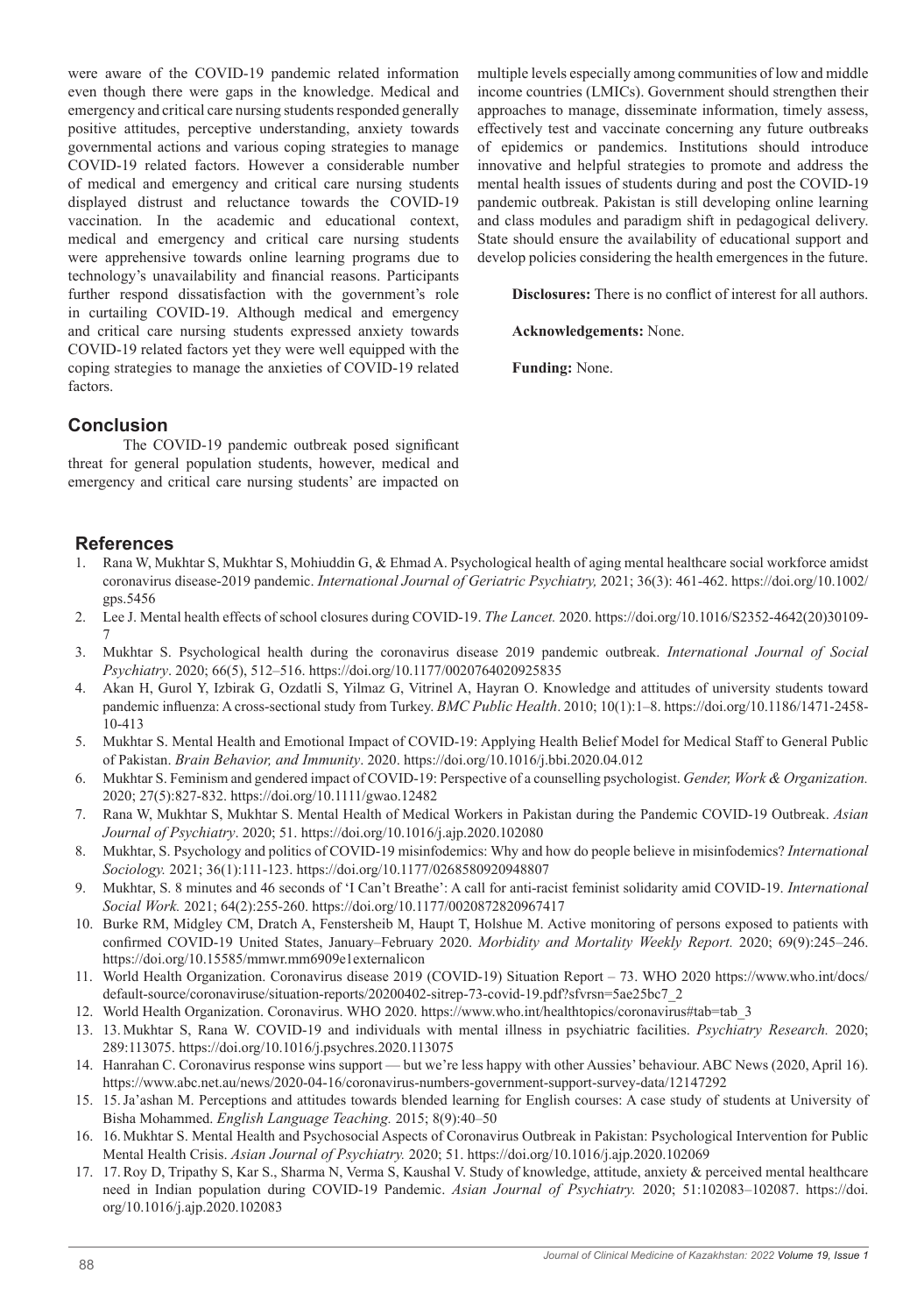were aware of the COVID-19 pandemic related information even though there were gaps in the knowledge. Medical and emergency and critical care nursing students responded generally positive attitudes, perceptive understanding, anxiety towards governmental actions and various coping strategies to manage COVID-19 related factors. However a considerable number of medical and emergency and critical care nursing students displayed distrust and reluctance towards the COVID-19 vaccination. In the academic and educational context, medical and emergency and critical care nursing students were apprehensive towards online learning programs due to technology's unavailability and financial reasons. Participants further respond dissatisfaction with the government's role in curtailing COVID-19. Although medical and emergency and critical care nursing students expressed anxiety towards COVID-19 related factors yet they were well equipped with the coping strategies to manage the anxieties of COVID-19 related factors.

## Conclusion

The COVID-19 pandemic outbreak posed significant threat for general population students, however, medical and emergency and critical care nursing students' are impacted on multiple levels especially among communities of low and middle income countries (LMICs). Government should strengthen their approaches to manage, disseminate information, timely assess, effectively test and vaccinate concerning any future outbreaks of epidemics or pandemics. Institutions should introduce innovative and helpful strategies to promote and address the mental health issues of students during and post the COVID-19 pandemic outbreak. Pakistan is still developing online learning and class modules and paradigm shift in pedagogical delivery. State should ensure the availability of educational support and develop policies considering the health emergences in the future.

**Disclosures:** There is no conflict of interest for all authors.

**Acknowledgements:** None.

**Funding:** None.

## References

1. Rana W, Mukhtar S, Mukhtar S, Mohiuddin G, & Ehmad A. Psychological health of aging mental healthcare social workforce amidst coronavirus disease-2019 pandemic. *International Journal of Geriatric Psychiatry,* 2021; 36(3): 461-462. https://doi.org/10.1002/gps.5456
2. Lee J. Mental health effects of school closures during COVID-19. *The Lancet.* 2020. https://doi.org/10.1016/S2352-4642(20)30109-7
3. Mukhtar S. Psychological health during the coronavirus disease 2019 pandemic outbreak. *International Journal of Social Psychiatry*. 2020; 66(5), 512–516. https://doi.org/10.1177/0020764020925835
4. Akan H, Gurol Y, Izbirak G, Ozdatli S, Yilmaz G, Vitrinel A, Hayran O. Knowledge and attitudes of university students toward pandemic influenza: A cross-sectional study from Turkey. *BMC Public Health*. 2010; 10(1):1–8. https://doi.org/10.1186/1471-2458-10-413
5. Mukhtar S. Mental Health and Emotional Impact of COVID-19: Applying Health Belief Model for Medical Staff to General Public of Pakistan. *Brain Behavior, and Immunity*. 2020. https://doi.org/10.1016/j.bbi.2020.04.012
6. Mukhtar S. Feminism and gendered impact of COVID-19: Perspective of a counselling psychologist. *Gender, Work & Organization.* 2020; 27(5):827-832. https://doi.org/10.1111/gwao.12482
7. Rana W, Mukhtar S, Mukhtar S. Mental Health of Medical Workers in Pakistan during the Pandemic COVID-19 Outbreak. *Asian Journal of Psychiatry*. 2020; 51. https://doi.org/10.1016/j.ajp.2020.102080
8. Mukhtar, S. Psychology and politics of COVID-19 misinfodemics: Why and how do people believe in misinfodemics? *International Sociology.* 2021; 36(1):111-123. https://doi.org/10.1177/0268580920948807
9. Mukhtar, S. 8 minutes and 46 seconds of 'I Can't Breathe': A call for anti-racist feminist solidarity amid COVID-19. *International Social Work.* 2021; 64(2):255-260. https://doi.org/10.1177/0020872820967417
10. Burke RM, Midgley CM, Dratch A, Fenstersheib M, Haupt T, Holshue M. Active monitoring of persons exposed to patients with confirmed COVID-19 United States, January–February 2020. *Morbidity and Mortality Weekly Report.* 2020; 69(9):245–246. https://doi.org/10.15585/mmwr.mm6909e1externalicon
11. World Health Organization. Coronavirus disease 2019 (COVID-19) Situation Report – 73. WHO 2020 https://www.who.int/docs/default-source/coronaviruse/situation-reports/20200402-sitrep-73-covid-19.pdf?sfvrsn=5ae25bc7_2
12. World Health Organization. Coronavirus. WHO 2020. https://www.who.int/healthtopics/coronavirus#tab=tab_3
13. 13. Mukhtar S, Rana W. COVID-19 and individuals with mental illness in psychiatric facilities. *Psychiatry Research.* 2020; 289:113075. https://doi.org/10.1016/j.psychres.2020.113075
14. Hanrahan C. Coronavirus response wins support — but we're less happy with other Aussies' behaviour. ABC News (2020, April 16). https://www.abc.net.au/news/2020-04-16/coronavirus-numbers-government-support-survey-data/12147292
15. 15. Ja'ashan M. Perceptions and attitudes towards blended learning for English courses: A case study of students at University of Bisha Mohammed. *English Language Teaching.* 2015; 8(9):40–50
16. 16. Mukhtar S. Mental Health and Psychosocial Aspects of Coronavirus Outbreak in Pakistan: Psychological Intervention for Public Mental Health Crisis. *Asian Journal of Psychiatry.* 2020; 51. https://doi.org/10.1016/j.ajp.2020.102069
17. 17. Roy D, Tripathy S, Kar S., Sharma N, Verma S, Kaushal V. Study of knowledge, attitude, anxiety & perceived mental healthcare need in Indian population during COVID-19 Pandemic. *Asian Journal of Psychiatry.* 2020; 51:102083–102087. https://doi.org/10.1016/j.ajp.2020.102083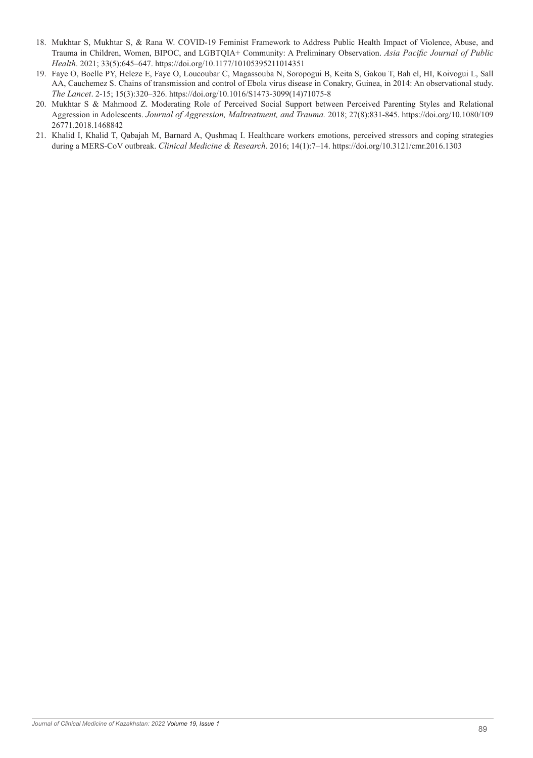18. Mukhtar S, Mukhtar S, & Rana W. COVID-19 Feminist Framework to Address Public Health Impact of Violence, Abuse, and Trauma in Children, Women, BIPOC, and LGBTQIA+ Community: A Preliminary Observation. *Asia Pacific Journal of Public Health*. 2021; 33(5):645–647. https://doi.org/10.1177/10105395211014351
19. Faye O, Boelle PY, Heleze E, Faye O, Loucoubar C, Magassouba N, Soropogui B, Keita S, Gakou T, Bah el, HI, Koivogui L, Sall AA, Cauchemez S. Chains of transmission and control of Ebola virus disease in Conakry, Guinea, in 2014: An observational study. *The Lancet*. 2-15; 15(3):320–326. https://doi.org/10.1016/S1473-3099(14)71075-8
20. Mukhtar S & Mahmood Z. Moderating Role of Perceived Social Support between Perceived Parenting Styles and Relational Aggression in Adolescents. *Journal of Aggression, Maltreatment, and Trauma.* 2018; 27(8):831-845. https://doi.org/10.1080/10926771.2018.1468842
21. Khalid I, Khalid T, Qabajah M, Barnard A, Qushmaq I. Healthcare workers emotions, perceived stressors and coping strategies during a MERS-CoV outbreak. *Clinical Medicine & Research*. 2016; 14(1):7–14. https://doi.org/10.3121/cmr.2016.1303